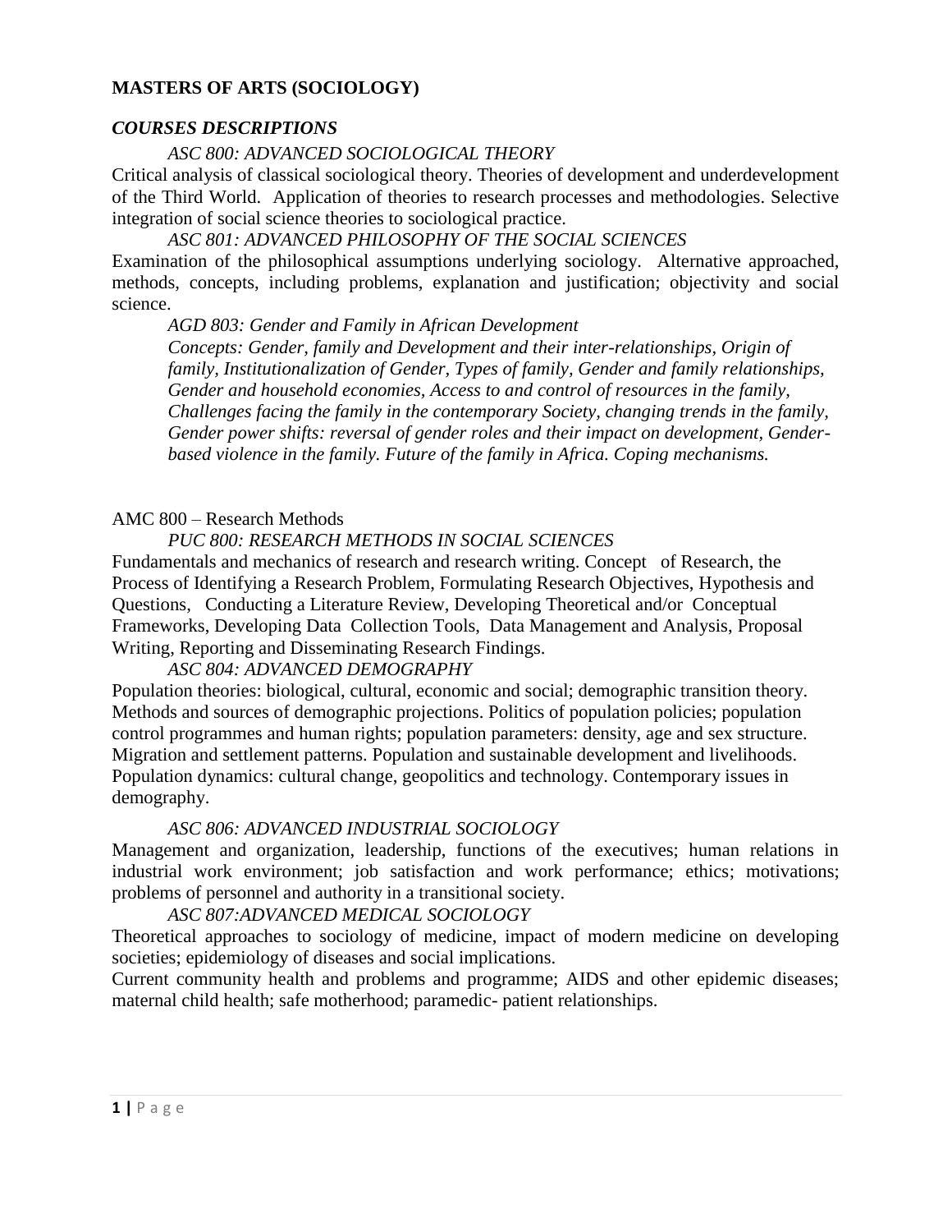**MASTERS OF ARTS (SOCIOLOGY)**

***COURSES DESCRIPTIONS***

*ASC 800: ADVANCED SOCIOLOGICAL THEORY*

Critical analysis of classical sociological theory. Theories of development and underdevelopment of the Third World. Application of theories to research processes and methodologies. Selective integration of social science theories to sociological practice.

*ASC 801: ADVANCED PHILOSOPHY OF THE SOCIAL SCIENCES*

Examination of the philosophical assumptions underlying sociology. Alternative approached, methods, concepts, including problems, explanation and justification; objectivity and social science.

*AGD 803: Gender and Family in African Development*

*Concepts: Gender, family and Development and their inter-relationships, Origin of family, Institutionalization of Gender, Types of family, Gender and family relationships, Gender and household economies, Access to and control of resources in the family, Challenges facing the family in the contemporary Society, changing trends in the family, Gender power shifts: reversal of gender roles and their impact on development, Gender-based violence in the family. Future of the family in Africa. Coping mechanisms.*

AMC 800 – Research Methods

*PUC 800: RESEARCH METHODS IN SOCIAL SCIENCES*

Fundamentals and mechanics of research and research writing. Concept of Research, the Process of Identifying a Research Problem, Formulating Research Objectives, Hypothesis and Questions, Conducting a Literature Review, Developing Theoretical and/or Conceptual Frameworks, Developing Data Collection Tools, Data Management and Analysis, Proposal Writing, Reporting and Disseminating Research Findings.

*ASC 804: ADVANCED DEMOGRAPHY*

Population theories: biological, cultural, economic and social; demographic transition theory. Methods and sources of demographic projections. Politics of population policies; population control programmes and human rights; population parameters: density, age and sex structure. Migration and settlement patterns. Population and sustainable development and livelihoods. Population dynamics: cultural change, geopolitics and technology. Contemporary issues in demography.

*ASC 806: ADVANCED INDUSTRIAL SOCIOLOGY*

Management and organization, leadership, functions of the executives; human relations in industrial work environment; job satisfaction and work performance; ethics; motivations; problems of personnel and authority in a transitional society.

*ASC 807:ADVANCED MEDICAL SOCIOLOGY*

Theoretical approaches to sociology of medicine, impact of modern medicine on developing societies; epidemiology of diseases and social implications.

Current community health and problems and programme; AIDS and other epidemic diseases; maternal child health; safe motherhood; paramedic- patient relationships.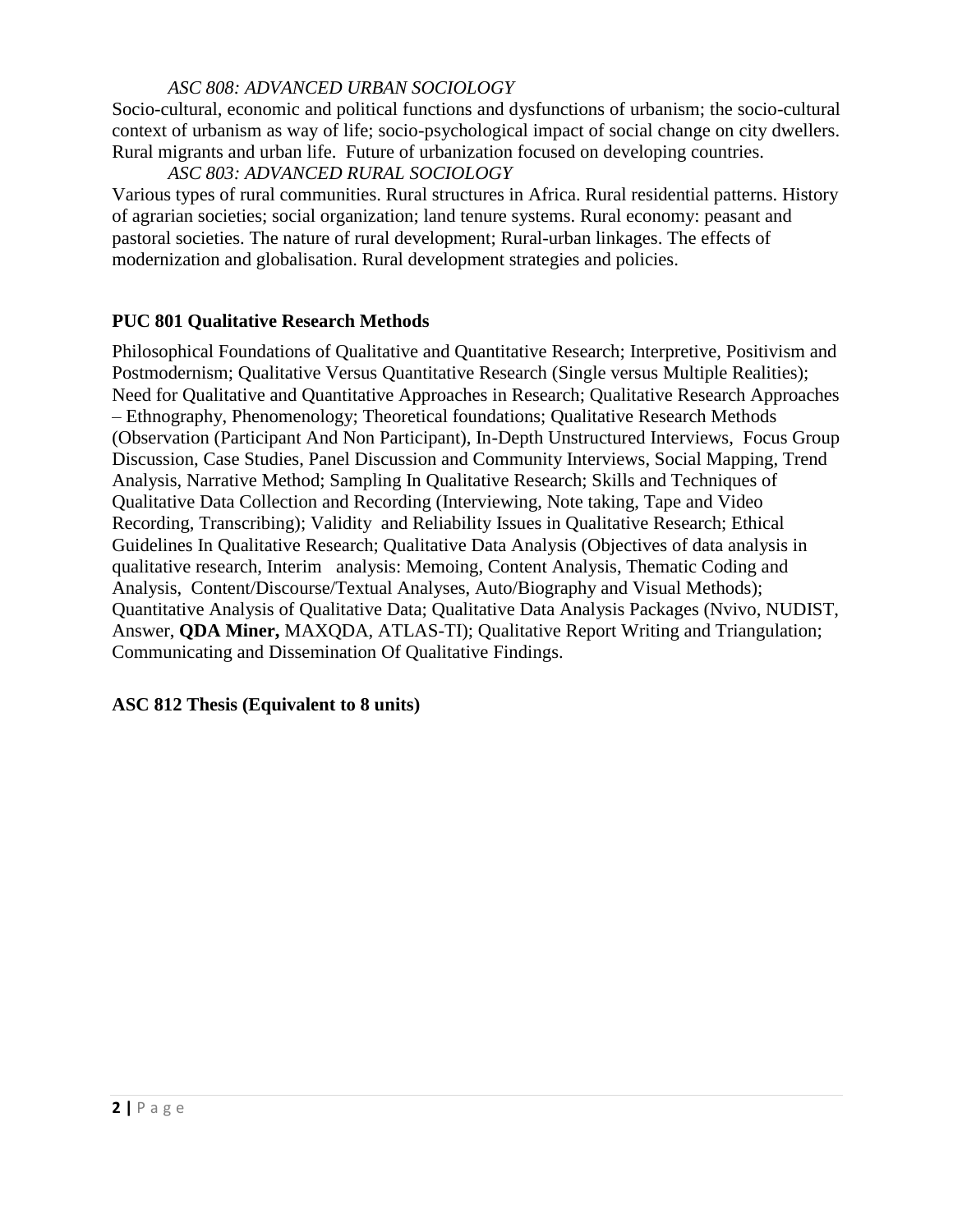*ASC 808: ADVANCED URBAN SOCIOLOGY*

Socio-cultural, economic and political functions and dysfunctions of urbanism; the socio-cultural context of urbanism as way of life; socio-psychological impact of social change on city dwellers. Rural migrants and urban life. Future of urbanization focused on developing countries.

*ASC 803: ADVANCED RURAL SOCIOLOGY*

Various types of rural communities. Rural structures in Africa. Rural residential patterns. History of agrarian societies; social organization; land tenure systems. Rural economy: peasant and pastoral societies. The nature of rural development; Rural-urban linkages. The effects of modernization and globalisation. Rural development strategies and policies.

**PUC 801 Qualitative Research Methods**

Philosophical Foundations of Qualitative and Quantitative Research; Interpretive, Positivism and Postmodernism; Qualitative Versus Quantitative Research (Single versus Multiple Realities); Need for Qualitative and Quantitative Approaches in Research; Qualitative Research Approaches – Ethnography, Phenomenology; Theoretical foundations; Qualitative Research Methods (Observation (Participant And Non Participant), In-Depth Unstructured Interviews, Focus Group Discussion, Case Studies, Panel Discussion and Community Interviews, Social Mapping, Trend Analysis, Narrative Method; Sampling In Qualitative Research; Skills and Techniques of Qualitative Data Collection and Recording (Interviewing, Note taking, Tape and Video Recording, Transcribing); Validity and Reliability Issues in Qualitative Research; Ethical Guidelines In Qualitative Research; Qualitative Data Analysis (Objectives of data analysis in qualitative research, Interim analysis: Memoing, Content Analysis, Thematic Coding and Analysis, Content/Discourse/Textual Analyses, Auto/Biography and Visual Methods); Quantitative Analysis of Qualitative Data; Qualitative Data Analysis Packages (Nvivo, NUDIST, Answer, **QDA Miner,** MAXQDA, ATLAS-TI); Qualitative Report Writing and Triangulation; Communicating and Dissemination Of Qualitative Findings.

**ASC 812 Thesis (Equivalent to 8 units)**